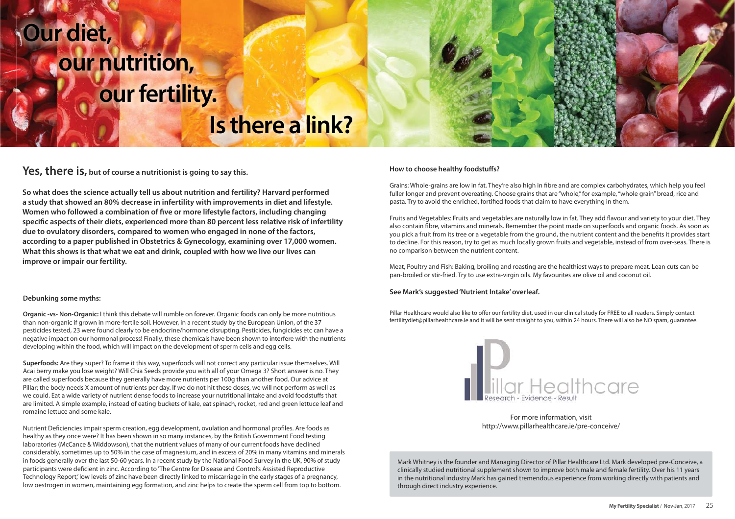// Transcription of page 1 (doc 4b6163984146) to Markdown

# Our diet, our nutrition, our fertility. Is there a link?

**Yes, there is,** but of course a nutritionist is going to say this.

**So what does the science actually tell us about nutrition and fertility? Harvard performed a study that showed an 80% decrease in infertility with improvements in diet and lifestyle. Women who followed a combination of five or more lifestyle factors, including changing specific aspects of their diets, experienced more than 80 percent less relative risk of infertility due to ovulatory disorders, compared to women who engaged in none of the factors, according to a paper published in Obstetrics & Gynecology, examining over 17,000 women. What this shows is that what we eat and drink, coupled with how we live our lives can improve or impair our fertility.**

### Debunking some myths:

**Organic -vs- Non-Organic:** I think this debate will rumble on forever. Organic foods can only be more nutritious than non-organic if grown in more-fertile soil. However, in a recent study by the European Union, of the 37 pesticides tested, 23 were found clearly to be endocrine/hormone disrupting. Pesticides, fungicides etc can have a negative impact on our hormonal process! Finally, these chemicals have been shown to interfere with the nutrients developing within the food, which will impact on the development of sperm cells and egg cells.

**Superfoods:** Are they super? To frame it this way, superfoods will not correct any particular issue themselves. Will Acai berry make you lose weight? Will Chia Seeds provide you with all of your Omega 3? Short answer is no. They are called superfoods because they generally have more nutrients per 100g than another food. Our advice at Pillar; the body needs X amount of nutrients per day. If we do not hit these doses, we will not perform as well as we could. Eat a wide variety of nutrient dense foods to increase your nutritional intake and avoid foodstuffs that are limited. A simple example, instead of eating buckets of kale, eat spinach, rocket, red and green lettuce leaf and romaine lettuce and some kale.

Nutrient Deficiencies impair sperm creation, egg development, ovulation and hormonal profiles. Are foods as healthy as they once were? It has been shown in so many instances, by the British Government Food testing laboratories (McCance & Widdowson), that the nutrient values of many of our current foods have declined considerably, sometimes up to 50% in the case of magnesium, and in excess of 20% in many vitamins and minerals in foods generally over the last 50-60 years. In a recent study by the National Food Survey in the UK, 90% of study participants were deficient in zinc. According to 'The Centre for Disease and Control's Assisted Reproductive Technology Report,' low levels of zinc have been directly linked to miscarriage in the early stages of a pregnancy, low oestrogen in women, maintaining egg formation, and zinc helps to create the sperm cell from top to bottom.

### How to choose healthy foodstuffs?

Grains: Whole-grains are low in fat. They're also high in fibre and are complex carbohydrates, which help you feel fuller longer and prevent overeating. Choose grains that are "whole," for example, "whole grain" bread, rice and pasta. Try to avoid the enriched, fortified foods that claim to have everything in them.

Fruits and Vegetables: Fruits and vegetables are naturally low in fat. They add flavour and variety to your diet. They also contain fibre, vitamins and minerals. Remember the point made on superfoods and organic foods. As soon as you pick a fruit from its tree or a vegetable from the ground, the nutrient content and the benefits it provides start to decline. For this reason, try to get as much locally grown fruits and vegetable, instead of from over-seas. There is no comparison between the nutrient content.

Meat, Poultry and Fish: Baking, broiling and roasting are the healthiest ways to prepare meat. Lean cuts can be pan-broiled or stir-fried. Try to use extra-virgin oils. My favourites are olive oil and coconut oil.

**See Mark's suggested 'Nutrient Intake' overleaf.**

Pillar Healthcare would also like to offer our fertility diet, used in our clinical study for FREE to all readers. Simply contact fertilitydiet@pillarhealthcare.ie and it will be sent straight to you, within 24 hours. There will also be NO spam, guarantee.

Pillar Healthcare
Research - Evidence - Result

For more information, visit
http://www.pillarhealthcare.ie/pre-conceive/

Mark Whitney is the founder and Managing Director of Pillar Healthcare Ltd. Mark developed pre-Conceive, a clinically studied nutritional supplement shown to improve both male and female fertility. Over his 11 years in the nutritional industry Mark has gained tremendous experience from working directly with patients and through direct industry experience.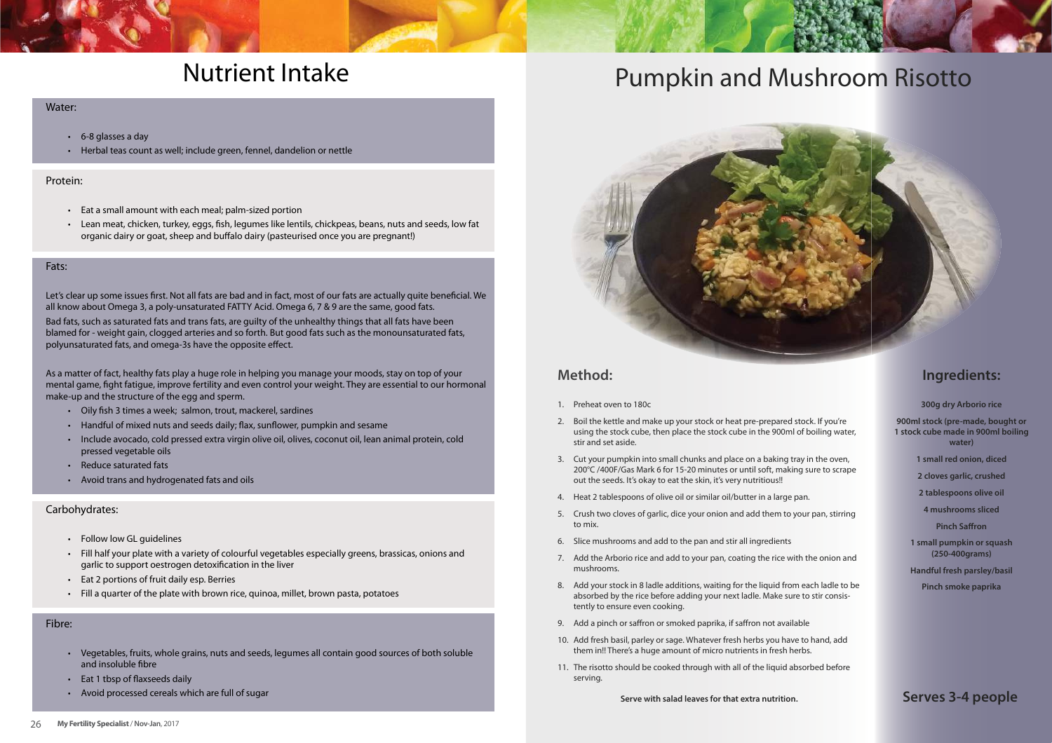# Nutrient Intake

## Water:

- 6-8 glasses a day
- Herbal teas count as well; include green, fennel, dandelion or nettle

## Protein:

- Eat a small amount with each meal; palm-sized portion
- Lean meat, chicken, turkey, eggs, fish, legumes like lentils, chickpeas, beans, nuts and seeds, low fat organic dairy or goat, sheep and buffalo dairy (pasteurised once you are pregnant!)

## Fats:

Let's clear up some issues first. Not all fats are bad and in fact, most of our fats are actually quite beneficial. We all know about Omega 3, a poly-unsaturated FATTY Acid. Omega 6, 7 & 9 are the same, good fats.

Bad fats, such as saturated fats and trans fats, are guilty of the unhealthy things that all fats have been blamed for - weight gain, clogged arteries and so forth. But good fats such as the monounsaturated fats, polyunsaturated fats, and omega-3s have the opposite effect.

As a matter of fact, healthy fats play a huge role in helping you manage your moods, stay on top of your mental game, fight fatigue, improve fertility and even control your weight. They are essential to our hormonal make-up and the structure of the egg and sperm.

- Oily fish 3 times a week; salmon, trout, mackerel, sardines
- Handful of mixed nuts and seeds daily; flax, sunflower, pumpkin and sesame
- Include avocado, cold pressed extra virgin olive oil, olives, coconut oil, lean animal protein, cold pressed vegetable oils
- Reduce saturated fats
- Avoid trans and hydrogenated fats and oils

## Carbohydrates:

- Follow low GL guidelines
- Fill half your plate with a variety of colourful vegetables especially greens, brassicas, onions and garlic to support oestrogen detoxification in the liver
- Eat 2 portions of fruit daily esp. Berries
- Fill a quarter of the plate with brown rice, quinoa, millet, brown pasta, potatoes

## Fibre:

- Vegetables, fruits, whole grains, nuts and seeds, legumes all contain good sources of both soluble and insoluble fibre
- Eat 1 tbsp of flaxseeds daily
- Avoid processed cereals which are full of sugar

# Pumpkin and Mushroom Risotto

## Method:

1. Preheat oven to 180c
2. Boil the kettle and make up your stock or heat pre-prepared stock. If you're using the stock cube, then place the stock cube in the 900ml of boiling water, stir and set aside.
3. Cut your pumpkin into small chunks and place on a baking tray in the oven, 200°C /400F/Gas Mark 6 for 15-20 minutes or until soft, making sure to scrape out the seeds. It's okay to eat the skin, it's very nutritious!!
4. Heat 2 tablespoons of olive oil or similar oil/butter in a large pan.
5. Crush two cloves of garlic, dice your onion and add them to your pan, stirring to mix.
6. Slice mushrooms and add to the pan and stir all ingredients
7. Add the Arborio rice and add to your pan, coating the rice with the onion and mushrooms.
8. Add your stock in 8 ladle additions, waiting for the liquid from each ladle to be absorbed by the rice before adding your next ladle. Make sure to stir consistently to ensure even cooking.
9. Add a pinch or saffron or smoked paprika, if saffron not available
10. Add fresh basil, parley or sage. Whatever fresh herbs you have to hand, add them in!! There's a huge amount of micro nutrients in fresh herbs.
11. The risotto should be cooked through with all of the liquid absorbed before serving.

**Serve with salad leaves for that extra nutrition.**

## Ingredients:

**300g dry Arborio rice**

**900ml stock (pre-made, bought or 1 stock cube made in 900ml boiling water)**

**1 small red onion, diced**

**2 cloves garlic, crushed**

**2 tablespoons olive oil**

**4 mushrooms sliced**

**Pinch Saffron**

**1 small pumpkin or squash (250-400grams)**

**Handful fresh parsley/basil**

**Pinch smoke paprika**

## Serves 3-4 people